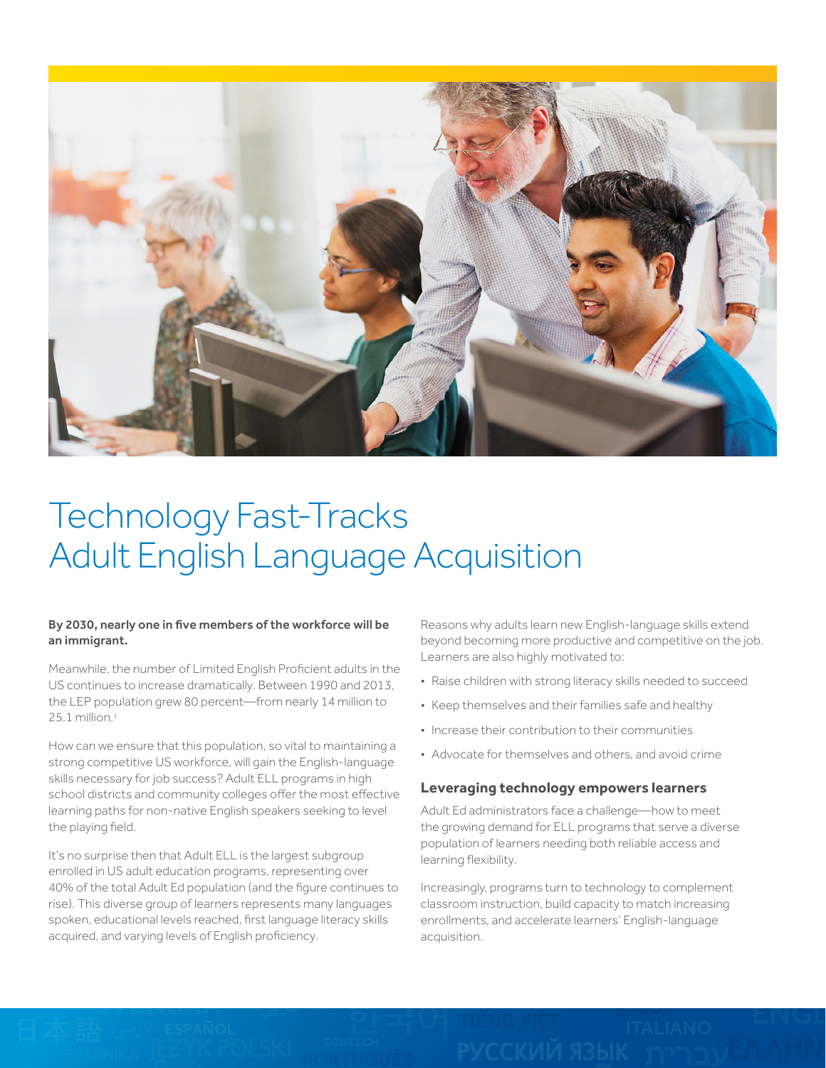# Technology Fast-Tracks Adult English Language Acquisition

**By 2030, nearly one in five members of the workforce will be an immigrant.**

Meanwhile, the number of Limited English Proficient adults in the US continues to increase dramatically. Between 1990 and 2013, the LEP population grew 80 percent—from nearly 14 million to 25.1 million.[1]

How can we ensure that this population, so vital to maintaining a strong competitive US workforce, will gain the English-language skills necessary for job success? Adult ELL programs in high school districts and community colleges offer the most effective learning paths for non-native English speakers seeking to level the playing field.

It's no surprise then that Adult ELL is the largest subgroup enrolled in US adult education programs, representing over 40% of the total Adult Ed population (and the figure continues to rise). This diverse group of learners represents many languages spoken, educational levels reached, first language literacy skills acquired, and varying levels of English proficiency.

Reasons why adults learn new English-language skills extend beyond becoming more productive and competitive on the job. Learners are also highly motivated to:

- Raise children with strong literacy skills needed to succeed
- Keep themselves and their families safe and healthy
- Increase their contribution to their communities
- Advocate for themselves and others, and avoid crime

### Leveraging technology empowers learners

Adult Ed administrators face a challenge—how to meet the growing demand for ELL programs that serve a diverse population of learners needing both reliable access and learning flexibility.

Increasingly, programs turn to technology to complement classroom instruction, build capacity to match increasing enrollments, and accelerate learners' English-language acquisition.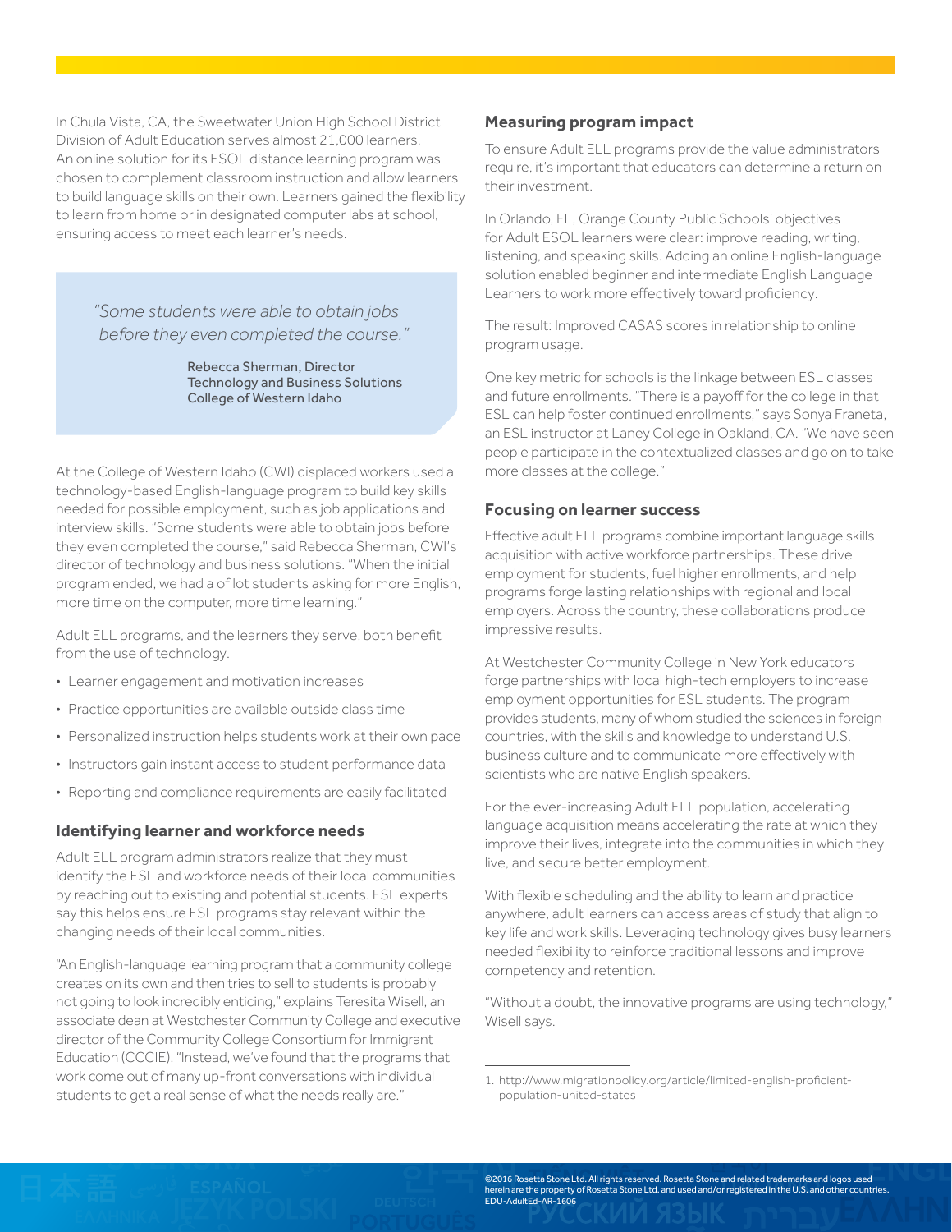In Chula Vista, CA, the Sweetwater Union High School District Division of Adult Education serves almost 21,000 learners. An online solution for its ESOL distance learning program was chosen to complement classroom instruction and allow learners to build language skills on their own. Learners gained the flexibility to learn from home or in designated computer labs at school, ensuring access to meet each learner's needs.

> *"Some students were able to obtain jobs before they even completed the course."*
>
> Rebecca Sherman, Director
> Technology and Business Solutions
> College of Western Idaho

At the College of Western Idaho (CWI) displaced workers used a technology-based English-language program to build key skills needed for possible employment, such as job applications and interview skills. "Some students were able to obtain jobs before they even completed the course," said Rebecca Sherman, CWI's director of technology and business solutions. "When the initial program ended, we had a of lot students asking for more English, more time on the computer, more time learning."

Adult ELL programs, and the learners they serve, both benefit from the use of technology.

- Learner engagement and motivation increases
- Practice opportunities are available outside class time
- Personalized instruction helps students work at their own pace
- Instructors gain instant access to student performance data
- Reporting and compliance requirements are easily facilitated

## Identifying learner and workforce needs

Adult ELL program administrators realize that they must identify the ESL and workforce needs of their local communities by reaching out to existing and potential students. ESL experts say this helps ensure ESL programs stay relevant within the changing needs of their local communities.

"An English-language learning program that a community college creates on its own and then tries to sell to students is probably not going to look incredibly enticing," explains Teresita Wisell, an associate dean at Westchester Community College and executive director of the Community College Consortium for Immigrant Education (CCCIE). "Instead, we've found that the programs that work come out of many up-front conversations with individual students to get a real sense of what the needs really are."

## Measuring program impact

To ensure Adult ELL programs provide the value administrators require, it's important that educators can determine a return on their investment.

In Orlando, FL, Orange County Public Schools' objectives for Adult ESOL learners were clear: improve reading, writing, listening, and speaking skills. Adding an online English-language solution enabled beginner and intermediate English Language Learners to work more effectively toward proficiency.

The result: Improved CASAS scores in relationship to online program usage.

One key metric for schools is the linkage between ESL classes and future enrollments. "There is a payoff for the college in that ESL can help foster continued enrollments," says Sonya Franeta, an ESL instructor at Laney College in Oakland, CA. "We have seen people participate in the contextualized classes and go on to take more classes at the college."

## Focusing on learner success

Effective adult ELL programs combine important language skills acquisition with active workforce partnerships. These drive employment for students, fuel higher enrollments, and help programs forge lasting relationships with regional and local employers. Across the country, these collaborations produce impressive results.

At Westchester Community College in New York educators forge partnerships with local high-tech employers to increase employment opportunities for ESL students. The program provides students, many of whom studied the sciences in foreign countries, with the skills and knowledge to understand U.S. business culture and to communicate more effectively with scientists who are native English speakers.

For the ever-increasing Adult ELL population, accelerating language acquisition means accelerating the rate at which they improve their lives, integrate into the communities in which they live, and secure better employment.

With flexible scheduling and the ability to learn and practice anywhere, adult learners can access areas of study that align to key life and work skills. Leveraging technology gives busy learners needed flexibility to reinforce traditional lessons and improve competency and retention.

"Without a doubt, the innovative programs are using technology," Wisell says.

---

1. http://www.migrationpolicy.org/article/limited-english-proficient-population-united-states

©2016 Rosetta Stone Ltd. All rights reserved. Rosetta Stone and related trademarks and logos used herein are the property of Rosetta Stone Ltd. and used and/or registered in the U.S. and other countries.
EDU-AdultEd-AR-1606